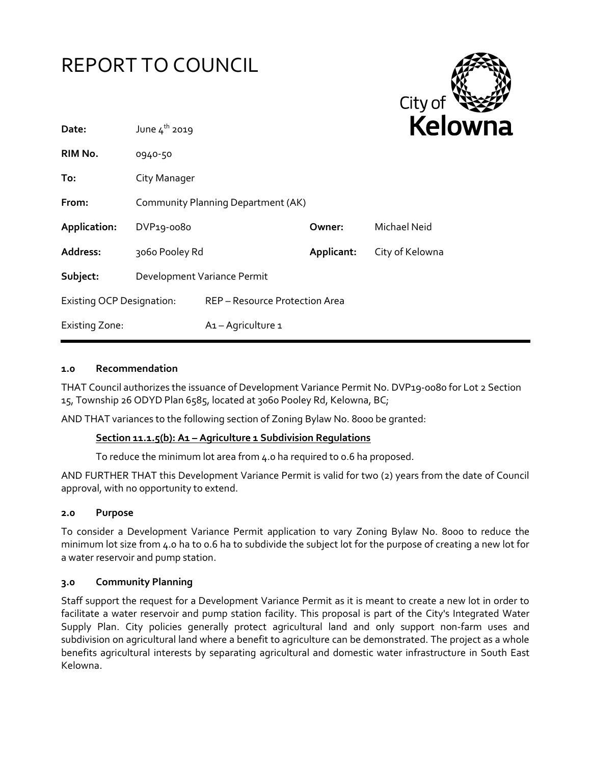# REPORT TO COUNCIL

City of **Kelowna**

| | | | |
|---|---|---|---|
| **Date:** | June 4th 2019 | | |
| **RIM No.** | 0940-50 | | |
| **To:** | City Manager | | |
| **From:** | Community Planning Department (AK) | | |
| **Application:** | DVP19-0080 | **Owner:** | Michael Neid |
| **Address:** | 3060 Pooley Rd | **Applicant:** | City of Kelowna |
| **Subject:** | Development Variance Permit | | |
| Existing OCP Designation: | REP – Resource Protection Area | | |
| Existing Zone: | A1 – Agriculture 1 | | |

## 1.0 Recommendation

THAT Council authorizes the issuance of Development Variance Permit No. DVP19-0080 for Lot 2 Section 15, Township 26 ODYD Plan 6585, located at 3060 Pooley Rd, Kelowna, BC;

AND THAT variances to the following section of Zoning Bylaw No. 8000 be granted:

**Section 11.1.5(b): A1 – Agriculture 1 Subdivision Regulations**

To reduce the minimum lot area from 4.0 ha required to 0.6 ha proposed.

AND FURTHER THAT this Development Variance Permit is valid for two (2) years from the date of Council approval, with no opportunity to extend.

## 2.0 Purpose

To consider a Development Variance Permit application to vary Zoning Bylaw No. 8000 to reduce the minimum lot size from 4.0 ha to 0.6 ha to subdivide the subject lot for the purpose of creating a new lot for a water reservoir and pump station.

## 3.0 Community Planning

Staff support the request for a Development Variance Permit as it is meant to create a new lot in order to facilitate a water reservoir and pump station facility. This proposal is part of the City's Integrated Water Supply Plan. City policies generally protect agricultural land and only support non-farm uses and subdivision on agricultural land where a benefit to agriculture can be demonstrated. The project as a whole benefits agricultural interests by separating agricultural and domestic water infrastructure in South East Kelowna.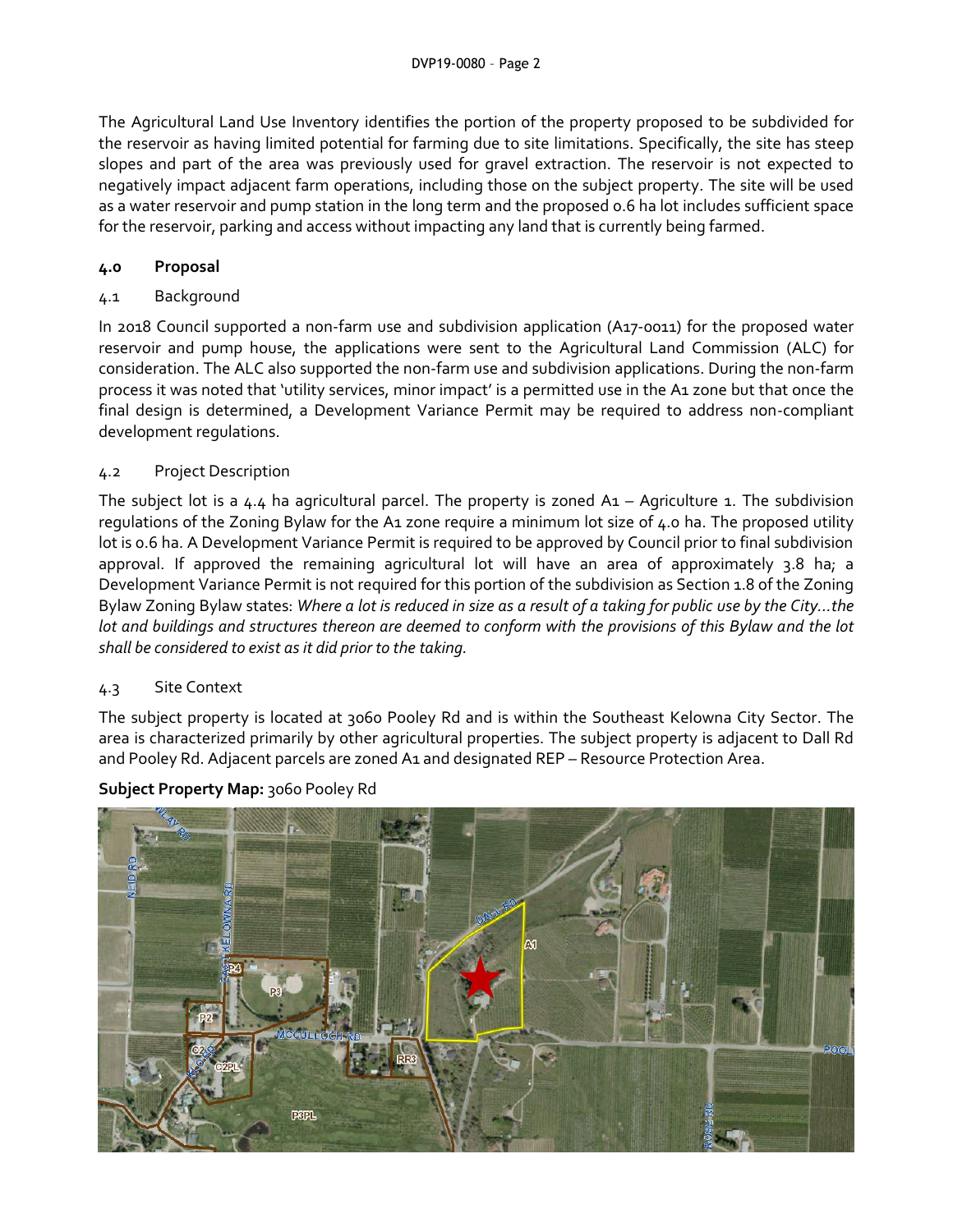The Agricultural Land Use Inventory identifies the portion of the property proposed to be subdivided for the reservoir as having limited potential for farming due to site limitations. Specifically, the site has steep slopes and part of the area was previously used for gravel extraction. The reservoir is not expected to negatively impact adjacent farm operations, including those on the subject property. The site will be used as a water reservoir and pump station in the long term and the proposed 0.6 ha lot includes sufficient space for the reservoir, parking and access without impacting any land that is currently being farmed.

## 4.0 Proposal

### 4.1 Background

In 2018 Council supported a non-farm use and subdivision application (A17-0011) for the proposed water reservoir and pump house, the applications were sent to the Agricultural Land Commission (ALC) for consideration. The ALC also supported the non-farm use and subdivision applications. During the non-farm process it was noted that 'utility services, minor impact' is a permitted use in the A1 zone but that once the final design is determined, a Development Variance Permit may be required to address non-compliant development regulations.

### 4.2 Project Description

The subject lot is a 4.4 ha agricultural parcel. The property is zoned A1 – Agriculture 1. The subdivision regulations of the Zoning Bylaw for the A1 zone require a minimum lot size of 4.0 ha. The proposed utility lot is 0.6 ha. A Development Variance Permit is required to be approved by Council prior to final subdivision approval. If approved the remaining agricultural lot will have an area of approximately 3.8 ha; a Development Variance Permit is not required for this portion of the subdivision as Section 1.8 of the Zoning Bylaw Zoning Bylaw states: *Where a lot is reduced in size as a result of a taking for public use by the City…the lot and buildings and structures thereon are deemed to conform with the provisions of this Bylaw and the lot shall be considered to exist as it did prior to the taking.*

### 4.3 Site Context

The subject property is located at 3060 Pooley Rd and is within the Southeast Kelowna City Sector. The area is characterized primarily by other agricultural properties. The subject property is adjacent to Dall Rd and Pooley Rd. Adjacent parcels are zoned A1 and designated REP – Resource Protection Area.

**Subject Property Map:** 3060 Pooley Rd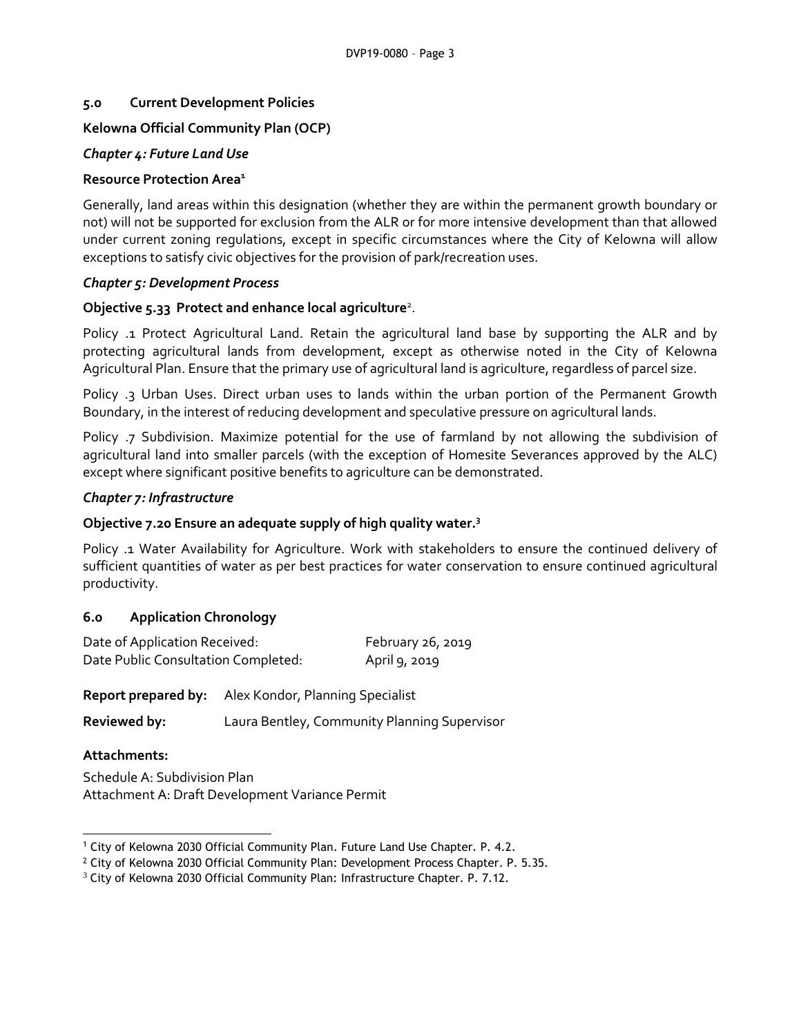## 5.0 Current Development Policies

**Kelowna Official Community Plan (OCP)**

***Chapter 4: Future Land Use***

**Resource Protection Area[1]**

Generally, land areas within this designation (whether they are within the permanent growth boundary or not) will not be supported for exclusion from the ALR or for more intensive development than that allowed under current zoning regulations, except in specific circumstances where the City of Kelowna will allow exceptions to satisfy civic objectives for the provision of park/recreation uses.

***Chapter 5: Development Process***

**Objective 5.33 Protect and enhance local agriculture**[2].

Policy .1 Protect Agricultural Land. Retain the agricultural land base by supporting the ALR and by protecting agricultural lands from development, except as otherwise noted in the City of Kelowna Agricultural Plan. Ensure that the primary use of agricultural land is agriculture, regardless of parcel size.

Policy .3 Urban Uses. Direct urban uses to lands within the urban portion of the Permanent Growth Boundary, in the interest of reducing development and speculative pressure on agricultural lands.

Policy .7 Subdivision. Maximize potential for the use of farmland by not allowing the subdivision of agricultural land into smaller parcels (with the exception of Homesite Severances approved by the ALC) except where significant positive benefits to agriculture can be demonstrated.

***Chapter 7: Infrastructure***

**Objective 7.20 Ensure an adequate supply of high quality water.[3]**

Policy .1 Water Availability for Agriculture. Work with stakeholders to ensure the continued delivery of sufficient quantities of water as per best practices for water conservation to ensure continued agricultural productivity.

## 6.0 Application Chronology

| | |
|---|---|
| Date of Application Received: | February 26, 2019 |
| Date Public Consultation Completed: | April 9, 2019 |

**Report prepared by:** Alex Kondor, Planning Specialist

**Reviewed by:** Laura Bentley, Community Planning Supervisor

**Attachments:**

Schedule A: Subdivision Plan
Attachment A: Draft Development Variance Permit

---

[1] City of Kelowna 2030 Official Community Plan. Future Land Use Chapter. P. 4.2.

[2] City of Kelowna 2030 Official Community Plan: Development Process Chapter. P. 5.35.

[3] City of Kelowna 2030 Official Community Plan: Infrastructure Chapter. P. 7.12.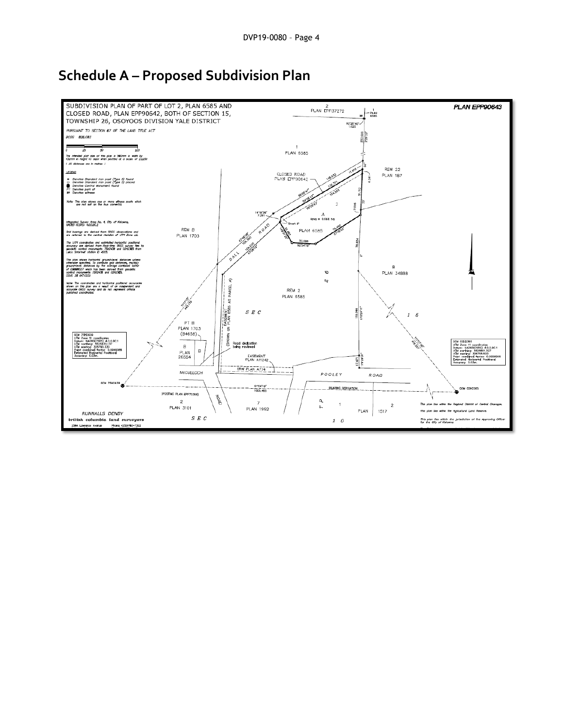# Schedule A – Proposed Subdivision Plan

SUBDIVISION PLAN OF PART OF LOT 2, PLAN 6585 AND CLOSED ROAD, PLAN EPP90642, BOTH OF SECTION 15, TOWNSHIP 26, OSOYOOS DIVISION YALE DISTRICT

PLAN EPP90643

PURSUANT TO SECTION 67 OF THE LAND TITLE ACT

BCGS 82E.083

0 25 50 100

The intended plot size of this plan is 560mm in width by 432mm in height (C size) when plotted at a scale of 1:1,250

( All distances are in metres )

LEGEND

Denotes Standard iron post (Type 5) found
Denotes Standard iron post (Type 5) placed
Denotes Control Monument found
PT Denotes part of
W Denotes witness

Note: This plan shows one or more witness posts which are not set on the true corner(s).

Integrated Survey Area No. 4, City of Kelowna, NAD83 (CSRS) 4.0.0.BC.1

Grid bearings are derived from GNSS observations and are referred to the central meridian of UTM Zone 11.

The UTM coordinates and estimated horizontal positional accuracy are derived from Real-time GNSS survey ties to geodetic control monuments 79H2439 and 02H2365 from Leica Smartnet station ID 4005.

This plan shows horizontal ground-level distances unless otherwise specified. To compute grid distances, multiply ground-level distances by the average combined factor of 0.9996027 which has been derived from geodetic control monuments 79H2439 and 02H2365. CGVD 28 (HTV2.0)

Note: The coordinates and horizontal positional accuracies shown on this plan are a result of an independent and accurate GNSS survey and do not represent official published coordinates.

GCM 79H2439
UTM Zone 11 coordinates
Datum: NAD83(CSRS) 4.0.0.BC.1
UTM northing: 5525830.137
UTM easting: 325790.330
Point combined factor: 0.9996088
Estimated Horizontal Positional Accuracy: 0.03m.

GCM 02H2365
UTM Zone 11 coordinates
Datum: NAD83(CSRS) 4.0.0.BC.1
UTM northing: 5525665.327
UTM easting: 326795.530
Point combined factor: 0.9996066
Estimated Horizontal Positional Accuracy: 0.03m.

2 PLAN EPP37272

1 PLAN 6585

CLOSED ROAD PLAN EPP90642

REM 22 PLAN 187

A Area = 0.644 ha

PLAN 6585

REM B PLAN 1703

DALL ROAD

REM 2 PLAN 6585

B PLAN 34888

PT B PLAN 1703 (B4658)

B PLAN 26554

EASEMENT (SHOWN ON PLAN 6585 AS PARCEL A)

Road dedication being reviewed

EASEMENT PLAN A11242

SRW PLAN A774

McCULLOCH

POOLEY ROAD

BEARING DERIVATION

(POSTING PLAN EPP70368)

2 PLAN 3101

7 PLAN 1992

1 PLAN 1517

2

S E C 15

T P 26

S E C 10

RUNNALLS DENBY
british columbia land surveyors
258A Lawrence Avenue Phone: (250)763-7322

This plan lies within the Regional District of Central Okanagan.

This plan lies within the Agricultural Land Reserve.

This plan lies within the jurisdiction of the Approving Officer for the City of Kelowna.